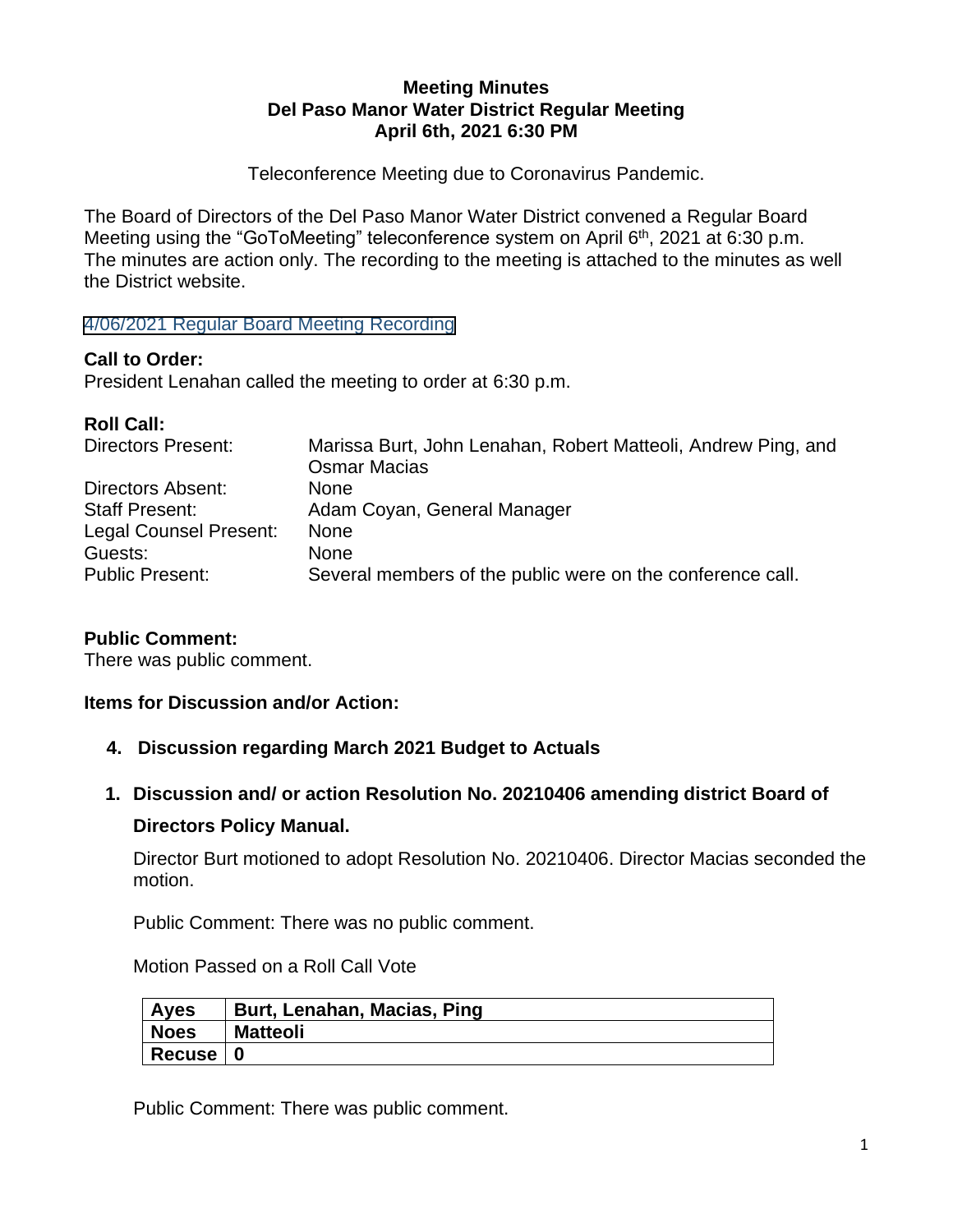**Meeting Minutes**
**Del Paso Manor Water District Regular Meeting**
**April 6th, 2021 6:30 PM**

Teleconference Meeting due to Coronavirus Pandemic.

The Board of Directors of the Del Paso Manor Water District convened a Regular Board Meeting using the "GoToMeeting" teleconference system on April 6th, 2021 at 6:30 p.m. The minutes are action only. The recording to the meeting is attached to the minutes as well the District website.

4/06/2021 Regular Board Meeting Recording

**Call to Order:**
President Lenahan called the meeting to order at 6:30 p.m.

**Roll Call:**

| | |
|---|---|
| Directors Present: | Marissa Burt, John Lenahan, Robert Matteoli, Andrew Ping, and Osmar Macias |
| Directors Absent: | None |
| Staff Present: | Adam Coyan, General Manager |
| Legal Counsel Present: | None |
| Guests: | None |
| Public Present: | Several members of the public were on the conference call. |

**Public Comment:**
There was public comment.

**Items for Discussion and/or Action:**

4. **Discussion regarding March 2021 Budget to Actuals**

1. **Discussion and/ or action Resolution No. 20210406 amending district Board of Directors Policy Manual.**

   Director Burt motioned to adopt Resolution No. 20210406. Director Macias seconded the motion.

   Public Comment: There was no public comment.

   Motion Passed on a Roll Call Vote

   | | |
   |---|---|
   | **Ayes** | **Burt, Lenahan, Macias, Ping** |
   | **Noes** | **Matteoli** |
   | **Recuse** | **0** |

   Public Comment: There was public comment.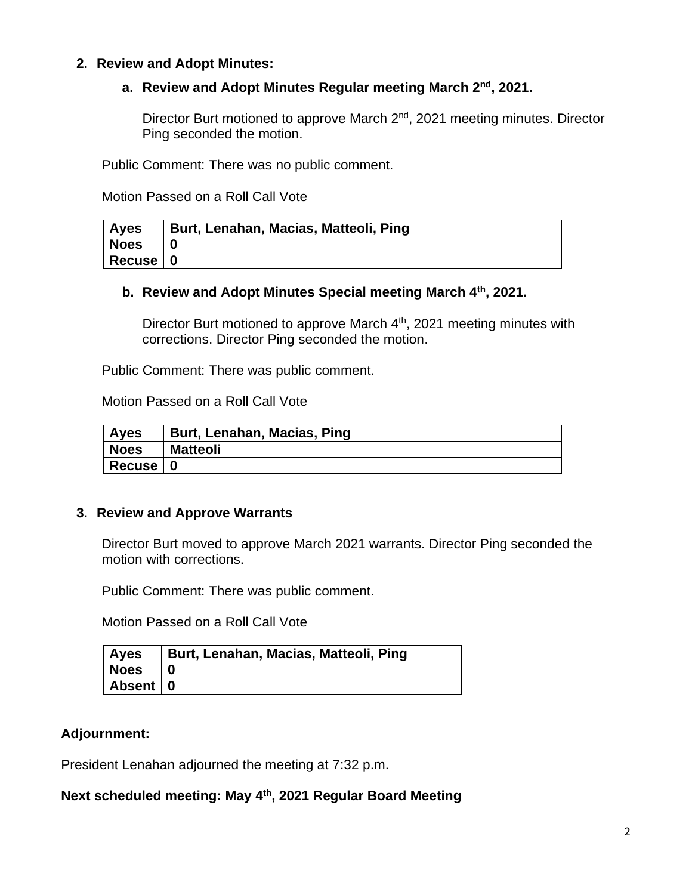2. **Review and Adopt Minutes:**

   a. **Review and Adopt Minutes Regular meeting March 2nd, 2021.**

      Director Burt motioned to approve March 2nd, 2021 meeting minutes. Director Ping seconded the motion.

   Public Comment: There was no public comment.

   Motion Passed on a Roll Call Vote

| | |
|---|---|
| **Ayes** | **Burt, Lenahan, Macias, Matteoli, Ping** |
| **Noes** | **0** |
| **Recuse** | **0** |

   b. **Review and Adopt Minutes Special meeting March 4th, 2021.**

      Director Burt motioned to approve March 4th, 2021 meeting minutes with corrections. Director Ping seconded the motion.

   Public Comment: There was public comment.

   Motion Passed on a Roll Call Vote

| | |
|---|---|
| **Ayes** | **Burt, Lenahan, Macias, Ping** |
| **Noes** | **Matteoli** |
| **Recuse** | **0** |

3. **Review and Approve Warrants**

   Director Burt moved to approve March 2021 warrants. Director Ping seconded the motion with corrections.

   Public Comment: There was public comment.

   Motion Passed on a Roll Call Vote

| | |
|---|---|
| **Ayes** | **Burt, Lenahan, Macias, Matteoli, Ping** |
| **Noes** | **0** |
| **Absent** | **0** |

**Adjournment:**

President Lenahan adjourned the meeting at 7:32 p.m.

**Next scheduled meeting: May 4th, 2021 Regular Board Meeting**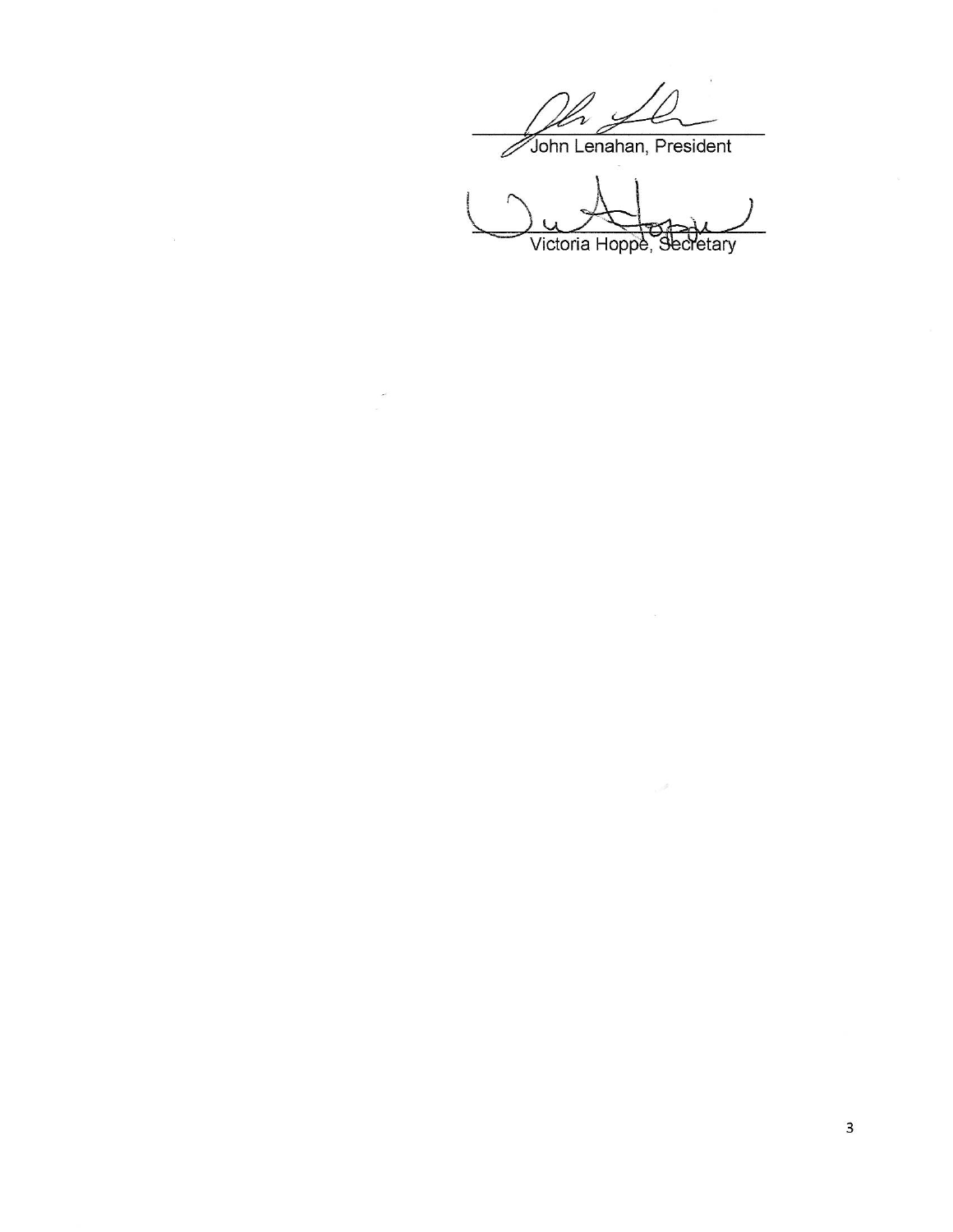John Lenahan, President

Victoria Hoppe, Secretary